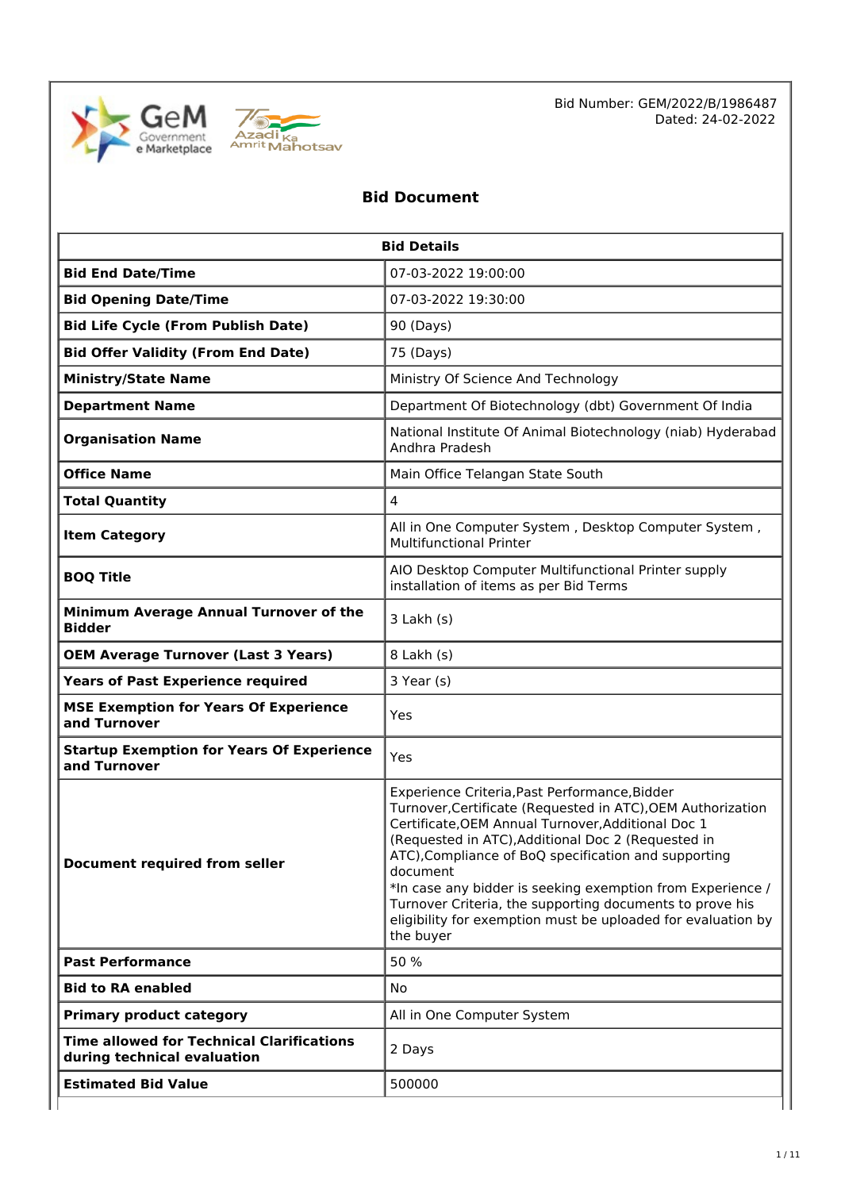Bid Number: GEM/2022/B/1986487
Dated: 24-02-2022

# Bid Document

| Bid Details | |
|---|---|
| **Bid End Date/Time** | 07-03-2022 19:00:00 |
| **Bid Opening Date/Time** | 07-03-2022 19:30:00 |
| **Bid Life Cycle (From Publish Date)** | 90 (Days) |
| **Bid Offer Validity (From End Date)** | 75 (Days) |
| **Ministry/State Name** | Ministry Of Science And Technology |
| **Department Name** | Department Of Biotechnology (dbt) Government Of India |
| **Organisation Name** | National Institute Of Animal Biotechnology (niab) Hyderabad Andhra Pradesh |
| **Office Name** | Main Office Telangan State South |
| **Total Quantity** | 4 |
| **Item Category** | All in One Computer System , Desktop Computer System , Multifunctional Printer |
| **BOQ Title** | AIO Desktop Computer Multifunctional Printer supply installation of items as per Bid Terms |
| **Minimum Average Annual Turnover of the Bidder** | 3 Lakh (s) |
| **OEM Average Turnover (Last 3 Years)** | 8 Lakh (s) |
| **Years of Past Experience required** | 3 Year (s) |
| **MSE Exemption for Years Of Experience and Turnover** | Yes |
| **Startup Exemption for Years Of Experience and Turnover** | Yes |
| **Document required from seller** | Experience Criteria,Past Performance,Bidder Turnover,Certificate (Requested in ATC),OEM Authorization Certificate,OEM Annual Turnover,Additional Doc 1 (Requested in ATC),Additional Doc 2 (Requested in ATC),Compliance of BoQ specification and supporting document<br>*In case any bidder is seeking exemption from Experience / Turnover Criteria, the supporting documents to prove his eligibility for exemption must be uploaded for evaluation by the buyer |
| **Past Performance** | 50 % |
| **Bid to RA enabled** | No |
| **Primary product category** | All in One Computer System |
| **Time allowed for Technical Clarifications during technical evaluation** | 2 Days |
| **Estimated Bid Value** | 500000 |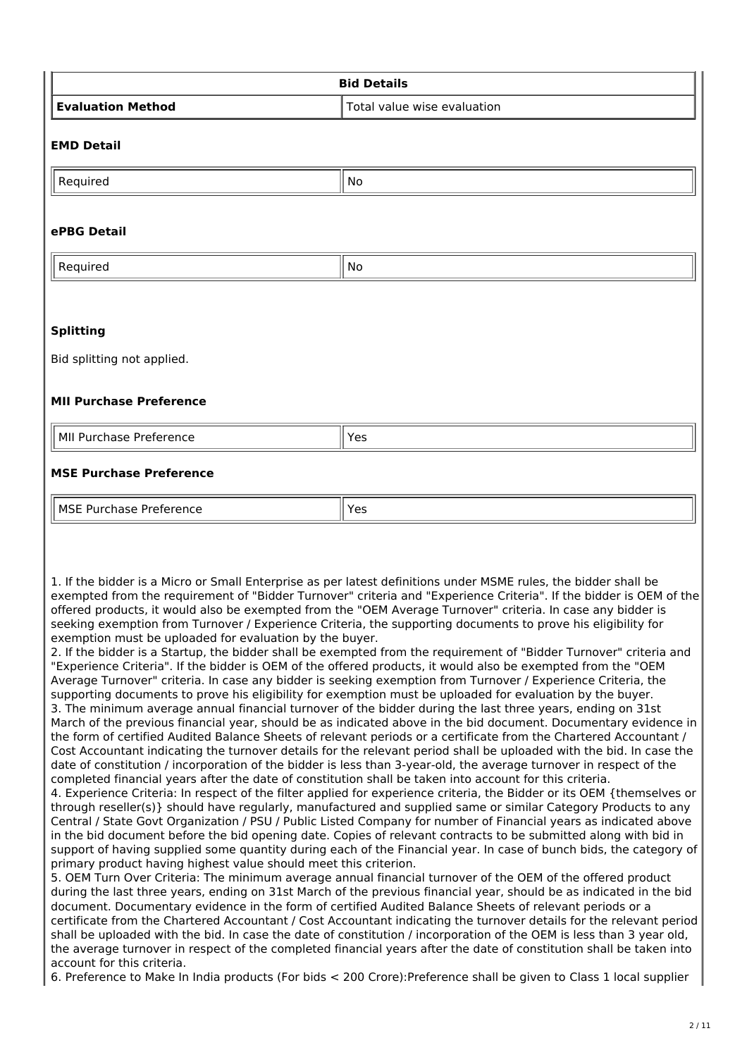| Bid Details | |
|---|---|
| **Evaluation Method** | Total value wise evaluation |

### EMD Detail

| Required | No |
|---|---|

### ePBG Detail

| Required | No |
|---|---|

### Splitting

Bid splitting not applied.

### MII Purchase Preference

| MII Purchase Preference | Yes |
|---|---|

### MSE Purchase Preference

| MSE Purchase Preference | Yes |
|---|---|

1. If the bidder is a Micro or Small Enterprise as per latest definitions under MSME rules, the bidder shall be exempted from the requirement of "Bidder Turnover" criteria and "Experience Criteria". If the bidder is OEM of the offered products, it would also be exempted from the "OEM Average Turnover" criteria. In case any bidder is seeking exemption from Turnover / Experience Criteria, the supporting documents to prove his eligibility for exemption must be uploaded for evaluation by the buyer.
2. If the bidder is a Startup, the bidder shall be exempted from the requirement of "Bidder Turnover" criteria and "Experience Criteria". If the bidder is OEM of the offered products, it would also be exempted from the "OEM Average Turnover" criteria. In case any bidder is seeking exemption from Turnover / Experience Criteria, the supporting documents to prove his eligibility for exemption must be uploaded for evaluation by the buyer.
3. The minimum average annual financial turnover of the bidder during the last three years, ending on 31st March of the previous financial year, should be as indicated above in the bid document. Documentary evidence in the form of certified Audited Balance Sheets of relevant periods or a certificate from the Chartered Accountant / Cost Accountant indicating the turnover details for the relevant period shall be uploaded with the bid. In case the date of constitution / incorporation of the bidder is less than 3-year-old, the average turnover in respect of the completed financial years after the date of constitution shall be taken into account for this criteria.
4. Experience Criteria: In respect of the filter applied for experience criteria, the Bidder or its OEM {themselves or through reseller(s)} should have regularly, manufactured and supplied same or similar Category Products to any Central / State Govt Organization / PSU / Public Listed Company for number of Financial years as indicated above in the bid document before the bid opening date. Copies of relevant contracts to be submitted along with bid in support of having supplied some quantity during each of the Financial year. In case of bunch bids, the category of primary product having highest value should meet this criterion.
5. OEM Turn Over Criteria: The minimum average annual financial turnover of the OEM of the offered product during the last three years, ending on 31st March of the previous financial year, should be as indicated in the bid document. Documentary evidence in the form of certified Audited Balance Sheets of relevant periods or a certificate from the Chartered Accountant / Cost Accountant indicating the turnover details for the relevant period shall be uploaded with the bid. In case the date of constitution / incorporation of the OEM is less than 3 year old, the average turnover in respect of the completed financial years after the date of constitution shall be taken into account for this criteria.
6. Preference to Make In India products (For bids < 200 Crore):Preference shall be given to Class 1 local supplier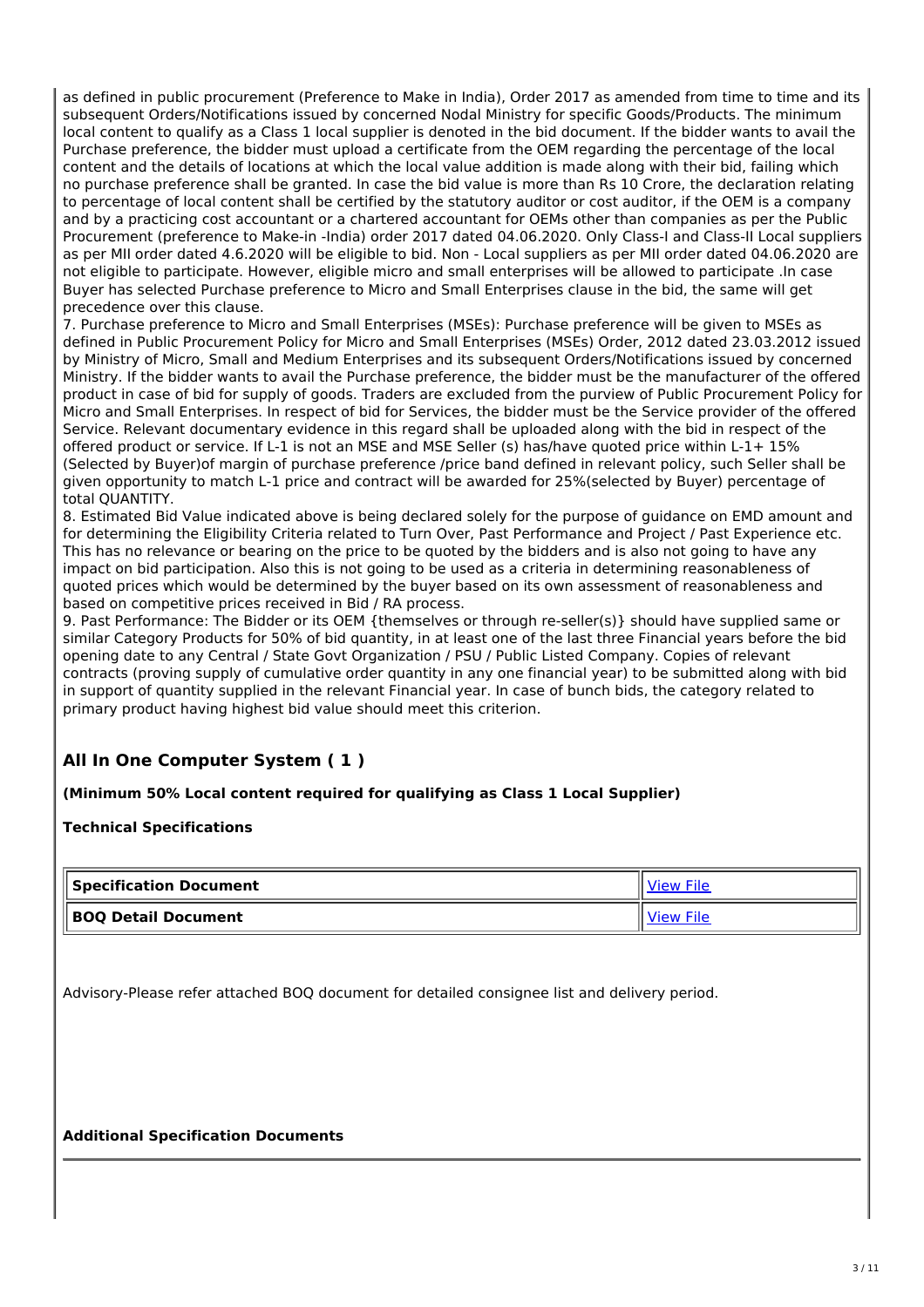as defined in public procurement (Preference to Make in India), Order 2017 as amended from time to time and its subsequent Orders/Notifications issued by concerned Nodal Ministry for specific Goods/Products. The minimum local content to qualify as a Class 1 local supplier is denoted in the bid document. If the bidder wants to avail the Purchase preference, the bidder must upload a certificate from the OEM regarding the percentage of the local content and the details of locations at which the local value addition is made along with their bid, failing which no purchase preference shall be granted. In case the bid value is more than Rs 10 Crore, the declaration relating to percentage of local content shall be certified by the statutory auditor or cost auditor, if the OEM is a company and by a practicing cost accountant or a chartered accountant for OEMs other than companies as per the Public Procurement (preference to Make-in -India) order 2017 dated 04.06.2020. Only Class-I and Class-II Local suppliers as per MII order dated 4.6.2020 will be eligible to bid. Non - Local suppliers as per MII order dated 04.06.2020 are not eligible to participate. However, eligible micro and small enterprises will be allowed to participate .In case Buyer has selected Purchase preference to Micro and Small Enterprises clause in the bid, the same will get precedence over this clause.

7. Purchase preference to Micro and Small Enterprises (MSEs): Purchase preference will be given to MSEs as defined in Public Procurement Policy for Micro and Small Enterprises (MSEs) Order, 2012 dated 23.03.2012 issued by Ministry of Micro, Small and Medium Enterprises and its subsequent Orders/Notifications issued by concerned Ministry. If the bidder wants to avail the Purchase preference, the bidder must be the manufacturer of the offered product in case of bid for supply of goods. Traders are excluded from the purview of Public Procurement Policy for Micro and Small Enterprises. In respect of bid for Services, the bidder must be the Service provider of the offered Service. Relevant documentary evidence in this regard shall be uploaded along with the bid in respect of the offered product or service. If L-1 is not an MSE and MSE Seller (s) has/have quoted price within L-1+ 15% (Selected by Buyer)of margin of purchase preference /price band defined in relevant policy, such Seller shall be given opportunity to match L-1 price and contract will be awarded for 25%(selected by Buyer) percentage of total QUANTITY.

8. Estimated Bid Value indicated above is being declared solely for the purpose of guidance on EMD amount and for determining the Eligibility Criteria related to Turn Over, Past Performance and Project / Past Experience etc. This has no relevance or bearing on the price to be quoted by the bidders and is also not going to have any impact on bid participation. Also this is not going to be used as a criteria in determining reasonableness of quoted prices which would be determined by the buyer based on its own assessment of reasonableness and based on competitive prices received in Bid / RA process.

9. Past Performance: The Bidder or its OEM {themselves or through re-seller(s)} should have supplied same or similar Category Products for 50% of bid quantity, in at least one of the last three Financial years before the bid opening date to any Central / State Govt Organization / PSU / Public Listed Company. Copies of relevant contracts (proving supply of cumulative order quantity in any one financial year) to be submitted along with bid in support of quantity supplied in the relevant Financial year. In case of bunch bids, the category related to primary product having highest bid value should meet this criterion.

## All In One Computer System ( 1 )

**(Minimum 50% Local content required for qualifying as Class 1 Local Supplier)**

**Technical Specifications**

| | |
|---|---|
| **Specification Document** | View File |
| **BOQ Detail Document** | View File |

Advisory-Please refer attached BOQ document for detailed consignee list and delivery period.

**Additional Specification Documents**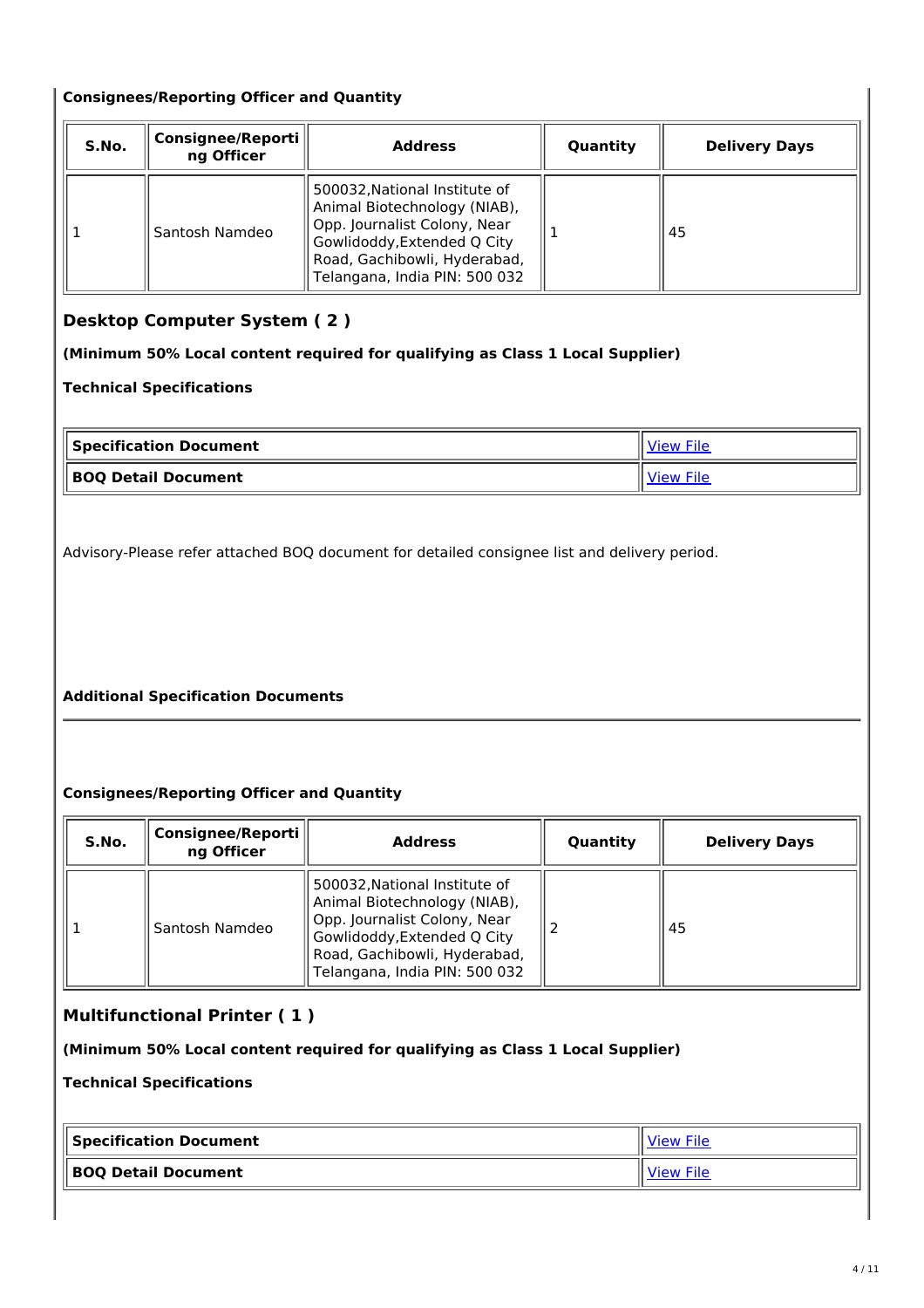**Consignees/Reporting Officer and Quantity**

| S.No. | Consignee/Reporting Officer | Address | Quantity | Delivery Days |
|---|---|---|---|---|
| 1 | Santosh Namdeo | 500032,National Institute of Animal Biotechnology (NIAB), Opp. Journalist Colony, Near Gowlidoddy,Extended Q City Road, Gachibowli, Hyderabad, Telangana, India PIN: 500 032 | 1 | 45 |

## Desktop Computer System ( 2 )

**(Minimum 50% Local content required for qualifying as Class 1 Local Supplier)**

**Technical Specifications**

| Specification Document | View File |
|---|---|
| **BOQ Detail Document** | View File |

Advisory-Please refer attached BOQ document for detailed consignee list and delivery period.

**Additional Specification Documents**

**Consignees/Reporting Officer and Quantity**

| S.No. | Consignee/Reporting Officer | Address | Quantity | Delivery Days |
|---|---|---|---|---|
| 1 | Santosh Namdeo | 500032,National Institute of Animal Biotechnology (NIAB), Opp. Journalist Colony, Near Gowlidoddy,Extended Q City Road, Gachibowli, Hyderabad, Telangana, India PIN: 500 032 | 2 | 45 |

## Multifunctional Printer ( 1 )

**(Minimum 50% Local content required for qualifying as Class 1 Local Supplier)**

**Technical Specifications**

| Specification Document | View File |
|---|---|
| **BOQ Detail Document** | View File |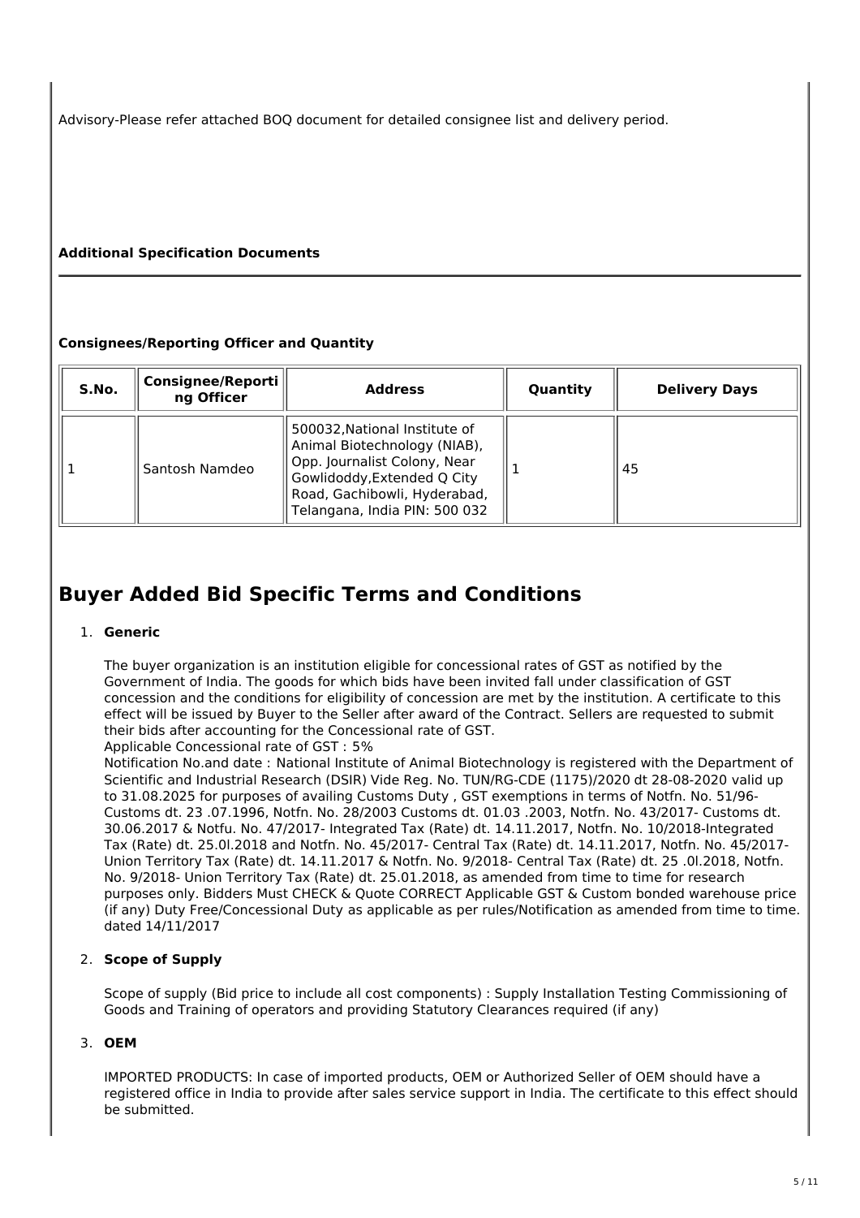Advisory-Please refer attached BOQ document for detailed consignee list and delivery period.

**Additional Specification Documents**

**Consignees/Reporting Officer and Quantity**

| S.No. | Consignee/Reporting Officer | Address | Quantity | Delivery Days |
|---|---|---|---|---|
| 1 | Santosh Namdeo | 500032,National Institute of Animal Biotechnology (NIAB), Opp. Journalist Colony, Near Gowlidoddy,Extended Q City Road, Gachibowli, Hyderabad, Telangana, India PIN: 500 032 | 1 | 45 |

# Buyer Added Bid Specific Terms and Conditions

1. **Generic**

   The buyer organization is an institution eligible for concessional rates of GST as notified by the Government of India. The goods for which bids have been invited fall under classification of GST concession and the conditions for eligibility of concession are met by the institution. A certificate to this effect will be issued by Buyer to the Seller after award of the Contract. Sellers are requested to submit their bids after accounting for the Concessional rate of GST.
   Applicable Concessional rate of GST : 5%
   Notification No.and date : National Institute of Animal Biotechnology is registered with the Department of Scientific and Industrial Research (DSIR) Vide Reg. No. TUN/RG-CDE (1175)/2020 dt 28-08-2020 valid up to 31.08.2025 for purposes of availing Customs Duty , GST exemptions in terms of Notfn. No. 51/96- Customs dt. 23 .07.1996, Notfn. No. 28/2003 Customs dt. 01.03 .2003, Notfn. No. 43/2017- Customs dt. 30.06.2017 & Notfu. No. 47/2017- Integrated Tax (Rate) dt. 14.11.2017, Notfn. No. 10/2018-Integrated Tax (Rate) dt. 25.0l.2018 and Notfn. No. 45/2017- Central Tax (Rate) dt. 14.11.2017, Notfn. No. 45/2017- Union Territory Tax (Rate) dt. 14.11.2017 & Notfn. No. 9/2018- Central Tax (Rate) dt. 25 .0l.2018, Notfn. No. 9/2018- Union Territory Tax (Rate) dt. 25.01.2018, as amended from time to time for research purposes only. Bidders Must CHECK & Quote CORRECT Applicable GST & Custom bonded warehouse price (if any) Duty Free/Concessional Duty as applicable as per rules/Notification as amended from time to time. dated 14/11/2017

2. **Scope of Supply**

   Scope of supply (Bid price to include all cost components) : Supply Installation Testing Commissioning of Goods and Training of operators and providing Statutory Clearances required (if any)

3. **OEM**

   IMPORTED PRODUCTS: In case of imported products, OEM or Authorized Seller of OEM should have a registered office in India to provide after sales service support in India. The certificate to this effect should be submitted.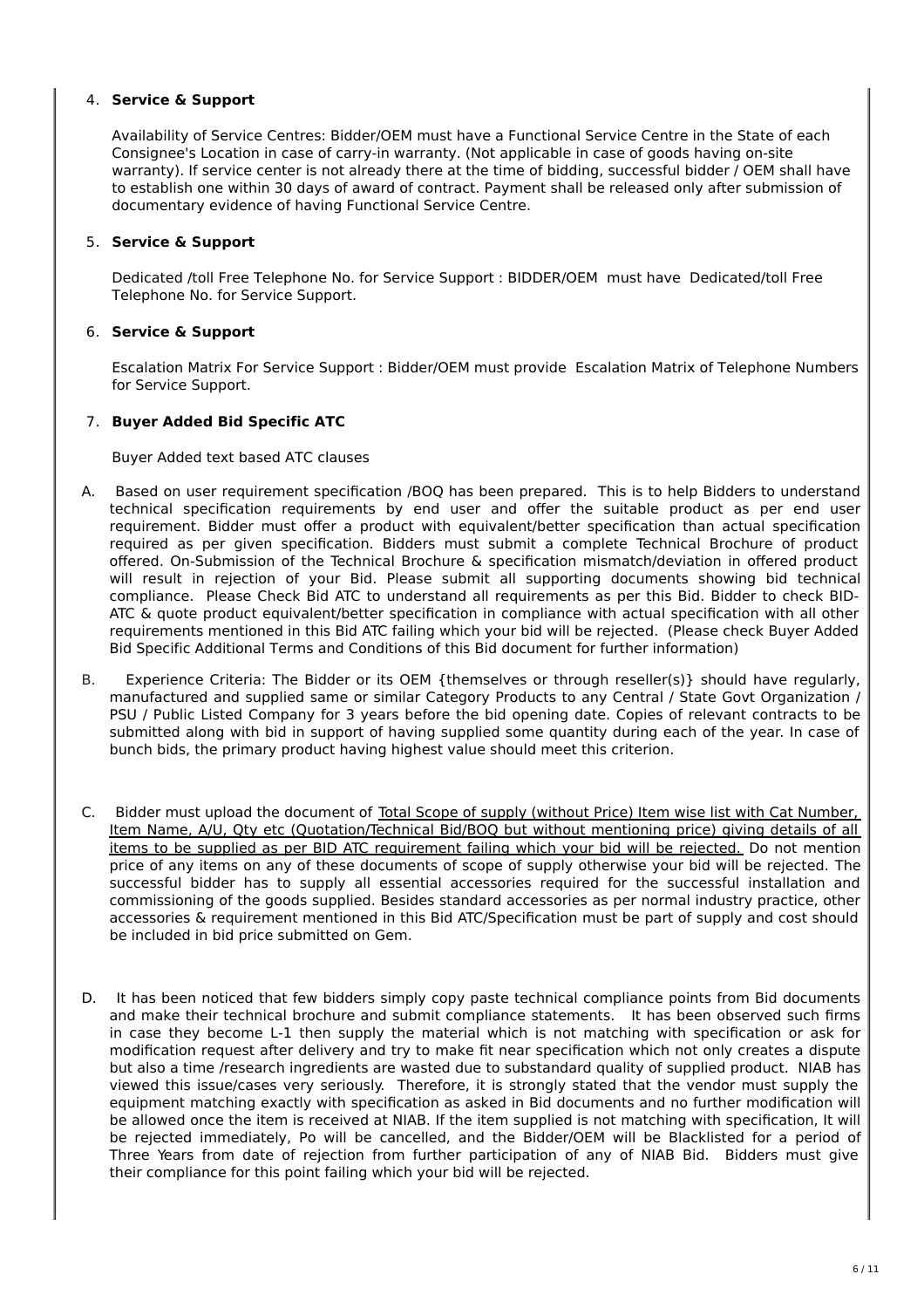4. **Service & Support**

   Availability of Service Centres: Bidder/OEM must have a Functional Service Centre in the State of each Consignee's Location in case of carry-in warranty. (Not applicable in case of goods having on-site warranty). If service center is not already there at the time of bidding, successful bidder / OEM shall have to establish one within 30 days of award of contract. Payment shall be released only after submission of documentary evidence of having Functional Service Centre.

5. **Service & Support**

   Dedicated /toll Free Telephone No. for Service Support : BIDDER/OEM must have Dedicated/toll Free Telephone No. for Service Support.

6. **Service & Support**

   Escalation Matrix For Service Support : Bidder/OEM must provide Escalation Matrix of Telephone Numbers for Service Support.

7. **Buyer Added Bid Specific ATC**

   Buyer Added text based ATC clauses

A. Based on user requirement specification /BOQ has been prepared. This is to help Bidders to understand technical specification requirements by end user and offer the suitable product as per end user requirement. Bidder must offer a product with equivalent/better specification than actual specification required as per given specification. Bidders must submit a complete Technical Brochure of product offered. On-Submission of the Technical Brochure & specification mismatch/deviation in offered product will result in rejection of your Bid. Please submit all supporting documents showing bid technical compliance. Please Check Bid ATC to understand all requirements as per this Bid. Bidder to check BID-ATC & quote product equivalent/better specification in compliance with actual specification with all other requirements mentioned in this Bid ATC failing which your bid will be rejected. (Please check Buyer Added Bid Specific Additional Terms and Conditions of this Bid document for further information)

B. Experience Criteria: The Bidder or its OEM {themselves or through reseller(s)} should have regularly, manufactured and supplied same or similar Category Products to any Central / State Govt Organization / PSU / Public Listed Company for 3 years before the bid opening date. Copies of relevant contracts to be submitted along with bid in support of having supplied some quantity during each of the year. In case of bunch bids, the primary product having highest value should meet this criterion.

C. Bidder must upload the document of <u>Total Scope of supply (without Price) Item wise list with Cat Number, Item Name, A/U, Qty etc (Quotation/Technical Bid/BOQ but without mentioning price) giving details of all items to be supplied as per BID ATC requirement failing which your bid will be rejected.</u> Do not mention price of any items on any of these documents of scope of supply otherwise your bid will be rejected. The successful bidder has to supply all essential accessories required for the successful installation and commissioning of the goods supplied. Besides standard accessories as per normal industry practice, other accessories & requirement mentioned in this Bid ATC/Specification must be part of supply and cost should be included in bid price submitted on Gem.

D. It has been noticed that few bidders simply copy paste technical compliance points from Bid documents and make their technical brochure and submit compliance statements. It has been observed such firms in case they become L-1 then supply the material which is not matching with specification or ask for modification request after delivery and try to make fit near specification which not only creates a dispute but also a time /research ingredients are wasted due to substandard quality of supplied product. NIAB has viewed this issue/cases very seriously. Therefore, it is strongly stated that the vendor must supply the equipment matching exactly with specification as asked in Bid documents and no further modification will be allowed once the item is received at NIAB. If the item supplied is not matching with specification, It will be rejected immediately, Po will be cancelled, and the Bidder/OEM will be Blacklisted for a period of Three Years from date of rejection from further participation of any of NIAB Bid. Bidders must give their compliance for this point failing which your bid will be rejected.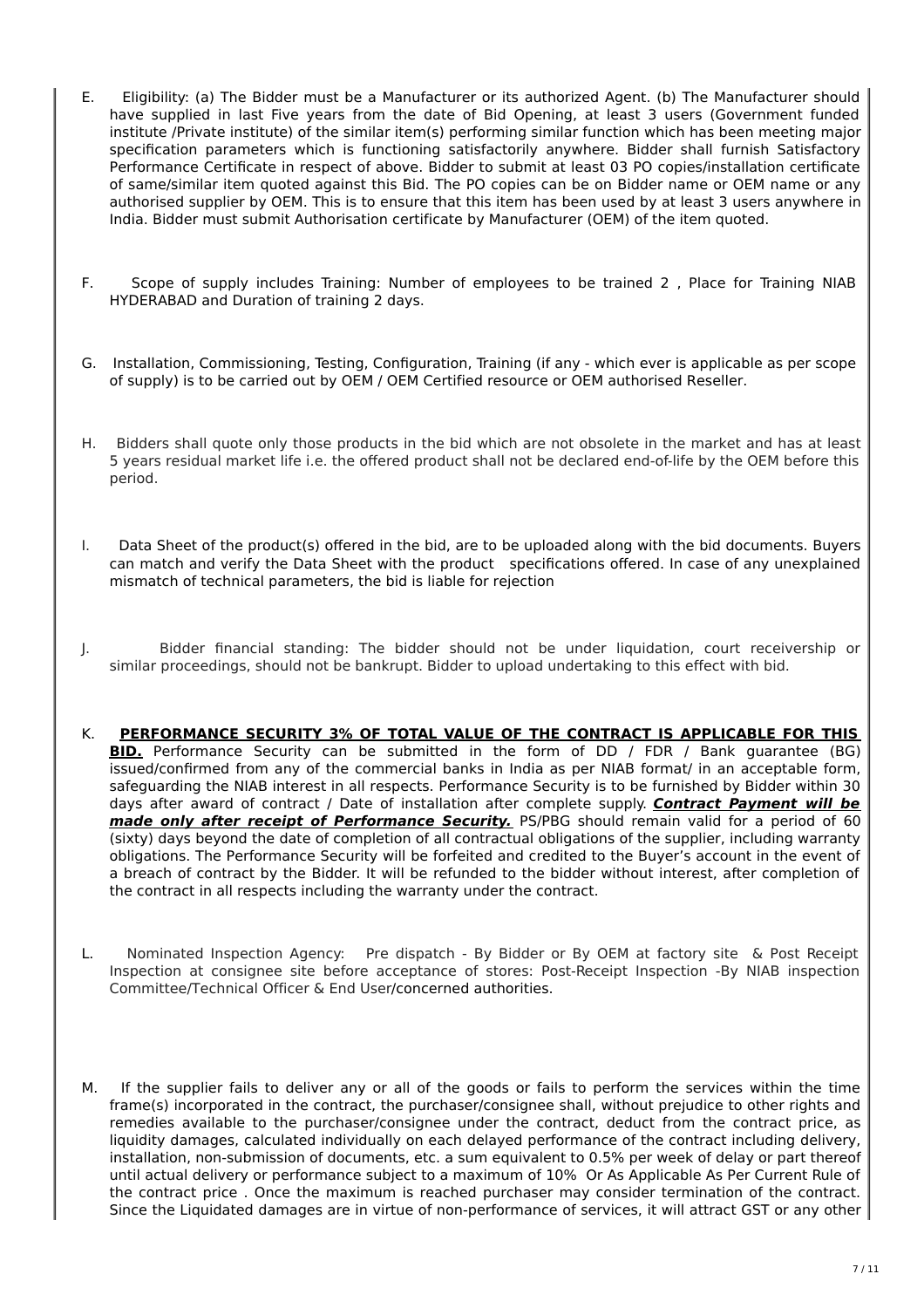E. Eligibility: (a) The Bidder must be a Manufacturer or its authorized Agent. (b) The Manufacturer should have supplied in last Five years from the date of Bid Opening, at least 3 users (Government funded institute /Private institute) of the similar item(s) performing similar function which has been meeting major specification parameters which is functioning satisfactorily anywhere. Bidder shall furnish Satisfactory Performance Certificate in respect of above. Bidder to submit at least 03 PO copies/installation certificate of same/similar item quoted against this Bid. The PO copies can be on Bidder name or OEM name or any authorised supplier by OEM. This is to ensure that this item has been used by at least 3 users anywhere in India. Bidder must submit Authorisation certificate by Manufacturer (OEM) of the item quoted.

F. Scope of supply includes Training: Number of employees to be trained 2 , Place for Training NIAB HYDERABAD and Duration of training 2 days.

G. Installation, Commissioning, Testing, Configuration, Training (if any - which ever is applicable as per scope of supply) is to be carried out by OEM / OEM Certified resource or OEM authorised Reseller.

H. Bidders shall quote only those products in the bid which are not obsolete in the market and has at least 5 years residual market life i.e. the offered product shall not be declared end-of-life by the OEM before this period.

I. Data Sheet of the product(s) offered in the bid, are to be uploaded along with the bid documents. Buyers can match and verify the Data Sheet with the product specifications offered. In case of any unexplained mismatch of technical parameters, the bid is liable for rejection

J. Bidder financial standing: The bidder should not be under liquidation, court receivership or similar proceedings, should not be bankrupt. Bidder to upload undertaking to this effect with bid.

K. **PERFORMANCE SECURITY 3% OF TOTAL VALUE OF THE CONTRACT IS APPLICABLE FOR THIS BID.** Performance Security can be submitted in the form of DD / FDR / Bank guarantee (BG) issued/confirmed from any of the commercial banks in India as per NIAB format/ in an acceptable form, safeguarding the NIAB interest in all respects. Performance Security is to be furnished by Bidder within 30 days after award of contract / Date of installation after complete supply. ***Contract Payment will be made only after receipt of Performance Security.*** PS/PBG should remain valid for a period of 60 (sixty) days beyond the date of completion of all contractual obligations of the supplier, including warranty obligations. The Performance Security will be forfeited and credited to the Buyer's account in the event of a breach of contract by the Bidder. It will be refunded to the bidder without interest, after completion of the contract in all respects including the warranty under the contract.

L. Nominated Inspection Agency: Pre dispatch - By Bidder or By OEM at factory site & Post Receipt Inspection at consignee site before acceptance of stores: Post-Receipt Inspection -By NIAB inspection Committee/Technical Officer & End User/concerned authorities.

M. If the supplier fails to deliver any or all of the goods or fails to perform the services within the time frame(s) incorporated in the contract, the purchaser/consignee shall, without prejudice to other rights and remedies available to the purchaser/consignee under the contract, deduct from the contract price, as liquidity damages, calculated individually on each delayed performance of the contract including delivery, installation, non-submission of documents, etc. a sum equivalent to 0.5% per week of delay or part thereof until actual delivery or performance subject to a maximum of 10% Or As Applicable As Per Current Rule of the contract price . Once the maximum is reached purchaser may consider termination of the contract. Since the Liquidated damages are in virtue of non-performance of services, it will attract GST or any other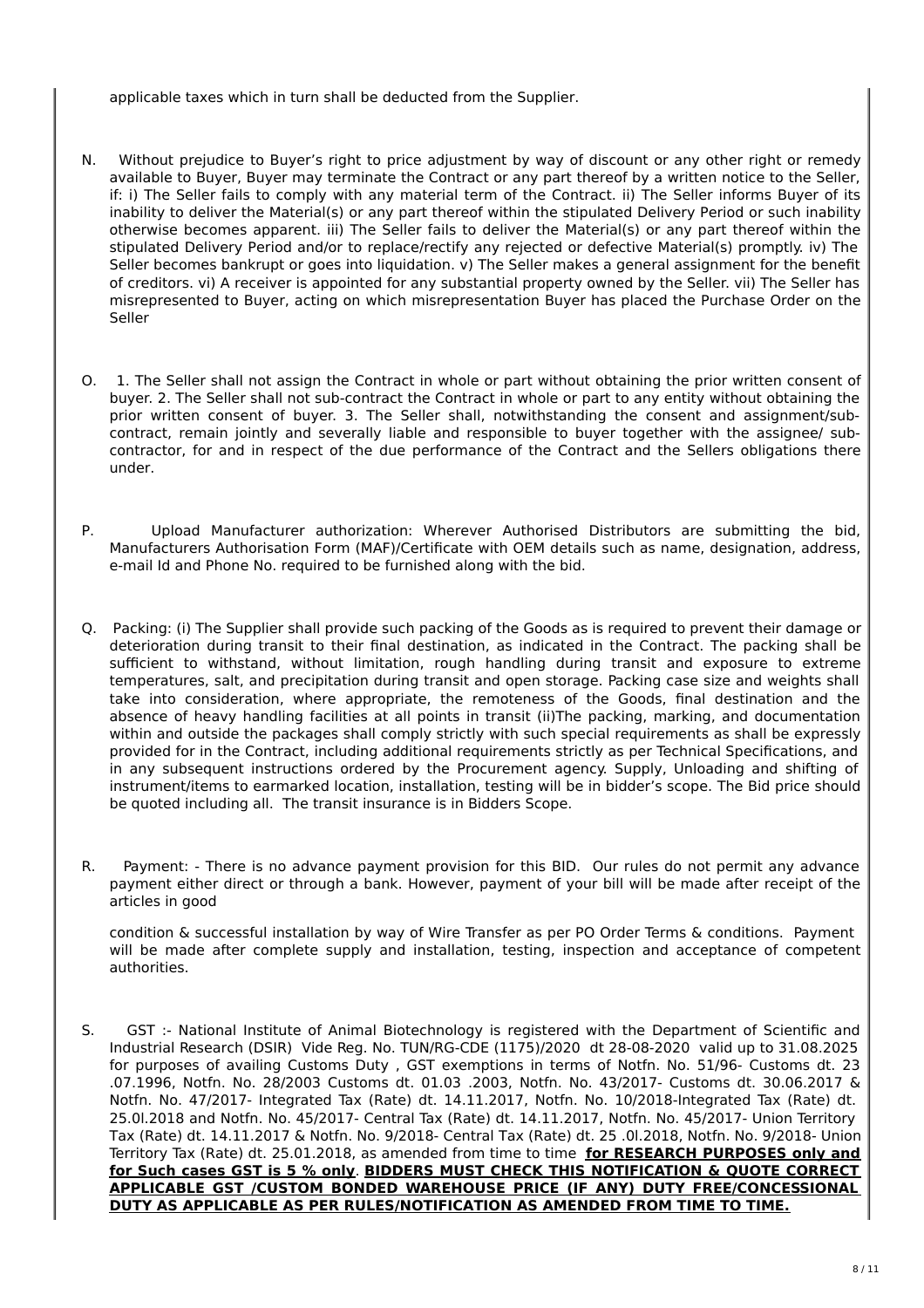applicable taxes which in turn shall be deducted from the Supplier.

N. Without prejudice to Buyer's right to price adjustment by way of discount or any other right or remedy available to Buyer, Buyer may terminate the Contract or any part thereof by a written notice to the Seller, if: i) The Seller fails to comply with any material term of the Contract. ii) The Seller informs Buyer of its inability to deliver the Material(s) or any part thereof within the stipulated Delivery Period or such inability otherwise becomes apparent. iii) The Seller fails to deliver the Material(s) or any part thereof within the stipulated Delivery Period and/or to replace/rectify any rejected or defective Material(s) promptly. iv) The Seller becomes bankrupt or goes into liquidation. v) The Seller makes a general assignment for the benefit of creditors. vi) A receiver is appointed for any substantial property owned by the Seller. vii) The Seller has misrepresented to Buyer, acting on which misrepresentation Buyer has placed the Purchase Order on the Seller

O. 1. The Seller shall not assign the Contract in whole or part without obtaining the prior written consent of buyer. 2. The Seller shall not sub-contract the Contract in whole or part to any entity without obtaining the prior written consent of buyer. 3. The Seller shall, notwithstanding the consent and assignment/sub-contract, remain jointly and severally liable and responsible to buyer together with the assignee/ sub-contractor, for and in respect of the due performance of the Contract and the Sellers obligations there under.

P. Upload Manufacturer authorization: Wherever Authorised Distributors are submitting the bid, Manufacturers Authorisation Form (MAF)/Certificate with OEM details such as name, designation, address, e-mail Id and Phone No. required to be furnished along with the bid.

Q. Packing: (i) The Supplier shall provide such packing of the Goods as is required to prevent their damage or deterioration during transit to their final destination, as indicated in the Contract. The packing shall be sufficient to withstand, without limitation, rough handling during transit and exposure to extreme temperatures, salt, and precipitation during transit and open storage. Packing case size and weights shall take into consideration, where appropriate, the remoteness of the Goods, final destination and the absence of heavy handling facilities at all points in transit (ii)The packing, marking, and documentation within and outside the packages shall comply strictly with such special requirements as shall be expressly provided for in the Contract, including additional requirements strictly as per Technical Specifications, and in any subsequent instructions ordered by the Procurement agency. Supply, Unloading and shifting of instrument/items to earmarked location, installation, testing will be in bidder's scope. The Bid price should be quoted including all. The transit insurance is in Bidders Scope.

R. Payment: - There is no advance payment provision for this BID. Our rules do not permit any advance payment either direct or through a bank. However, payment of your bill will be made after receipt of the articles in good

condition & successful installation by way of Wire Transfer as per PO Order Terms & conditions. Payment will be made after complete supply and installation, testing, inspection and acceptance of competent authorities.

S. GST :- National Institute of Animal Biotechnology is registered with the Department of Scientific and Industrial Research (DSIR) Vide Reg. No. TUN/RG-CDE (1175)/2020 dt 28-08-2020 valid up to 31.08.2025 for purposes of availing Customs Duty , GST exemptions in terms of Notfn. No. 51/96- Customs dt. 23 .07.1996, Notfn. No. 28/2003 Customs dt. 01.03 .2003, Notfn. No. 43/2017- Customs dt. 30.06.2017 & Notfn. No. 47/2017- Integrated Tax (Rate) dt. 14.11.2017, Notfn. No. 10/2018-Integrated Tax (Rate) dt. 25.0l.2018 and Notfn. No. 45/2017- Central Tax (Rate) dt. 14.11.2017, Notfn. No. 45/2017- Union Territory Tax (Rate) dt. 14.11.2017 & Notfn. No. 9/2018- Central Tax (Rate) dt. 25 .0l.2018, Notfn. No. 9/2018- Union Territory Tax (Rate) dt. 25.01.2018, as amended from time to time **for RESEARCH PURPOSES only and for Such cases GST is 5 % only**. **BIDDERS MUST CHECK THIS NOTIFICATION & QUOTE CORRECT APPLICABLE GST /CUSTOM BONDED WAREHOUSE PRICE (IF ANY) DUTY FREE/CONCESSIONAL DUTY AS APPLICABLE AS PER RULES/NOTIFICATION AS AMENDED FROM TIME TO TIME.**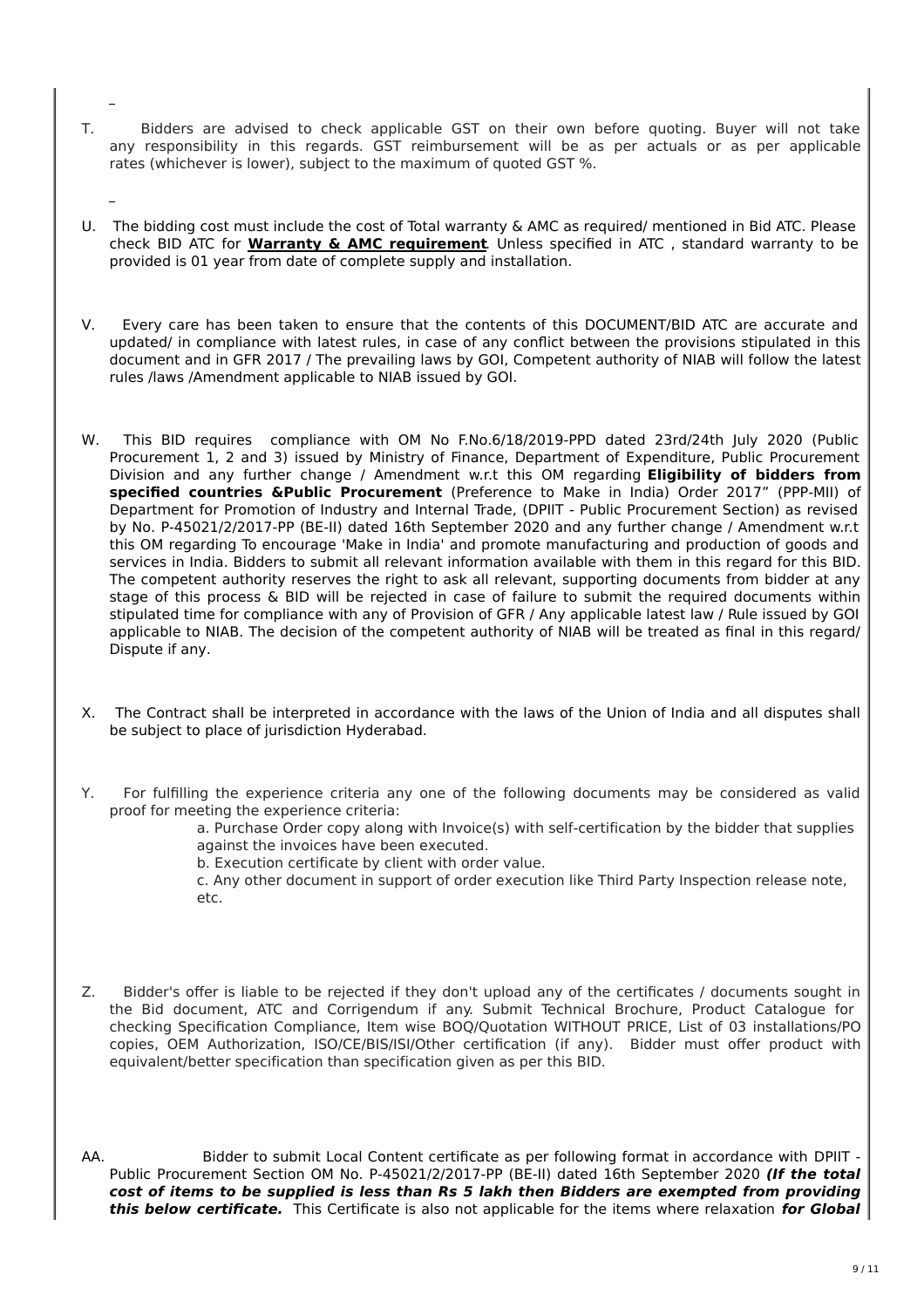T. Bidders are advised to check applicable GST on their own before quoting. Buyer will not take any responsibility in this regards. GST reimbursement will be as per actuals or as per applicable rates (whichever is lower), subject to the maximum of quoted GST %.

U. The bidding cost must include the cost of Total warranty & AMC as required/ mentioned in Bid ATC. Please check BID ATC for **Warranty & AMC requirement**. Unless specified in ATC , standard warranty to be provided is 01 year from date of complete supply and installation.

V. Every care has been taken to ensure that the contents of this DOCUMENT/BID ATC are accurate and updated/ in compliance with latest rules, in case of any conflict between the provisions stipulated in this document and in GFR 2017 / The prevailing laws by GOI, Competent authority of NIAB will follow the latest rules /laws /Amendment applicable to NIAB issued by GOI.

W. This BID requires compliance with OM No F.No.6/18/2019-PPD dated 23rd/24th July 2020 (Public Procurement 1, 2 and 3) issued by Ministry of Finance, Department of Expenditure, Public Procurement Division and any further change / Amendment w.r.t this OM regarding **Eligibility of bidders from specified countries &Public Procurement** (Preference to Make in India) Order 2017" (PPP-MII) of Department for Promotion of Industry and Internal Trade, (DPIIT - Public Procurement Section) as revised by No. P-45021/2/2017-PP (BE-II) dated 16th September 2020 and any further change / Amendment w.r.t this OM regarding To encourage 'Make in India' and promote manufacturing and production of goods and services in India. Bidders to submit all relevant information available with them in this regard for this BID. The competent authority reserves the right to ask all relevant, supporting documents from bidder at any stage of this process & BID will be rejected in case of failure to submit the required documents within stipulated time for compliance with any of Provision of GFR / Any applicable latest law / Rule issued by GOI applicable to NIAB. The decision of the competent authority of NIAB will be treated as final in this regard/ Dispute if any.

X. The Contract shall be interpreted in accordance with the laws of the Union of India and all disputes shall be subject to place of jurisdiction Hyderabad.

Y. For fulfilling the experience criteria any one of the following documents may be considered as valid proof for meeting the experience criteria:

a. Purchase Order copy along with Invoice(s) with self-certification by the bidder that supplies against the invoices have been executed.
b. Execution certificate by client with order value.
c. Any other document in support of order execution like Third Party Inspection release note, etc.

Z. Bidder's offer is liable to be rejected if they don't upload any of the certificates / documents sought in the Bid document, ATC and Corrigendum if any. Submit Technical Brochure, Product Catalogue for checking Specification Compliance, Item wise BOQ/Quotation WITHOUT PRICE, List of 03 installations/PO copies, OEM Authorization, ISO/CE/BIS/ISI/Other certification (if any). Bidder must offer product with equivalent/better specification than specification given as per this BID.

AA. Bidder to submit Local Content certificate as per following format in accordance with DPIIT - Public Procurement Section OM No. P-45021/2/2017-PP (BE-II) dated 16th September 2020 ***(If the total cost of items to be supplied is less than Rs 5 lakh then Bidders are exempted from providing this below certificate.*** This Certificate is also not applicable for the items where relaxation ***for Global***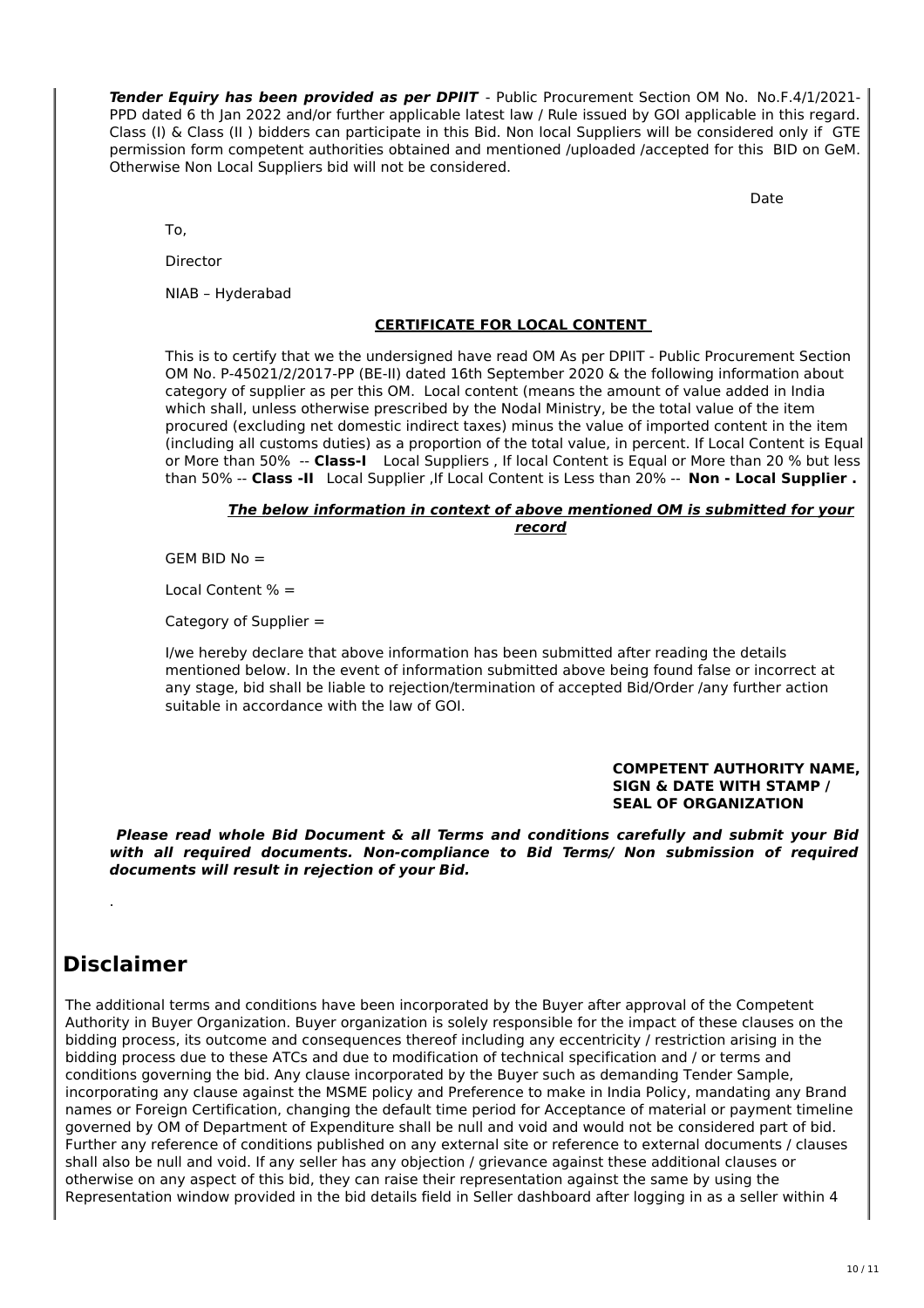***Tender Equiry has been provided as per DPIIT*** - Public Procurement Section OM No. No.F.4/1/2021-PPD dated 6 th Jan 2022 and/or further applicable latest law / Rule issued by GOI applicable in this regard. Class (I) & Class (II ) bidders can participate in this Bid. Non local Suppliers will be considered only if GTE permission form competent authorities obtained and mentioned /uploaded /accepted for this BID on GeM. Otherwise Non Local Suppliers bid will not be considered.

Date

To,

Director

NIAB – Hyderabad

**CERTIFICATE FOR LOCAL CONTENT**

This is to certify that we the undersigned have read OM As per DPIIT - Public Procurement Section OM No. P-45021/2/2017-PP (BE-II) dated 16th September 2020 & the following information about category of supplier as per this OM. Local content (means the amount of value added in India which shall, unless otherwise prescribed by the Nodal Ministry, be the total value of the item procured (excluding net domestic indirect taxes) minus the value of imported content in the item (including all customs duties) as a proportion of the total value, in percent. If Local Content is Equal or More than 50% -- **Class-I** Local Suppliers , If local Content is Equal or More than 20 % but less than 50% -- **Class -II** Local Supplier ,If Local Content is Less than 20% -- **Non - Local Supplier .**

***The below information in context of above mentioned OM is submitted for your record***

GEM BID No =

Local Content % =

Category of Supplier =

I/we hereby declare that above information has been submitted after reading the details mentioned below. In the event of information submitted above being found false or incorrect at any stage, bid shall be liable to rejection/termination of accepted Bid/Order /any further action suitable in accordance with the law of GOI.

**COMPETENT AUTHORITY NAME, SIGN & DATE WITH STAMP / SEAL OF ORGANIZATION**

***Please read whole Bid Document & all Terms and conditions carefully and submit your Bid with all required documents. Non-compliance to Bid Terms/ Non submission of required documents will result in rejection of your Bid.***

.

## Disclaimer

The additional terms and conditions have been incorporated by the Buyer after approval of the Competent Authority in Buyer Organization. Buyer organization is solely responsible for the impact of these clauses on the bidding process, its outcome and consequences thereof including any eccentricity / restriction arising in the bidding process due to these ATCs and due to modification of technical specification and / or terms and conditions governing the bid. Any clause incorporated by the Buyer such as demanding Tender Sample, incorporating any clause against the MSME policy and Preference to make in India Policy, mandating any Brand names or Foreign Certification, changing the default time period for Acceptance of material or payment timeline governed by OM of Department of Expenditure shall be null and void and would not be considered part of bid. Further any reference of conditions published on any external site or reference to external documents / clauses shall also be null and void. If any seller has any objection / grievance against these additional clauses or otherwise on any aspect of this bid, they can raise their representation against the same by using the Representation window provided in the bid details field in Seller dashboard after logging in as a seller within 4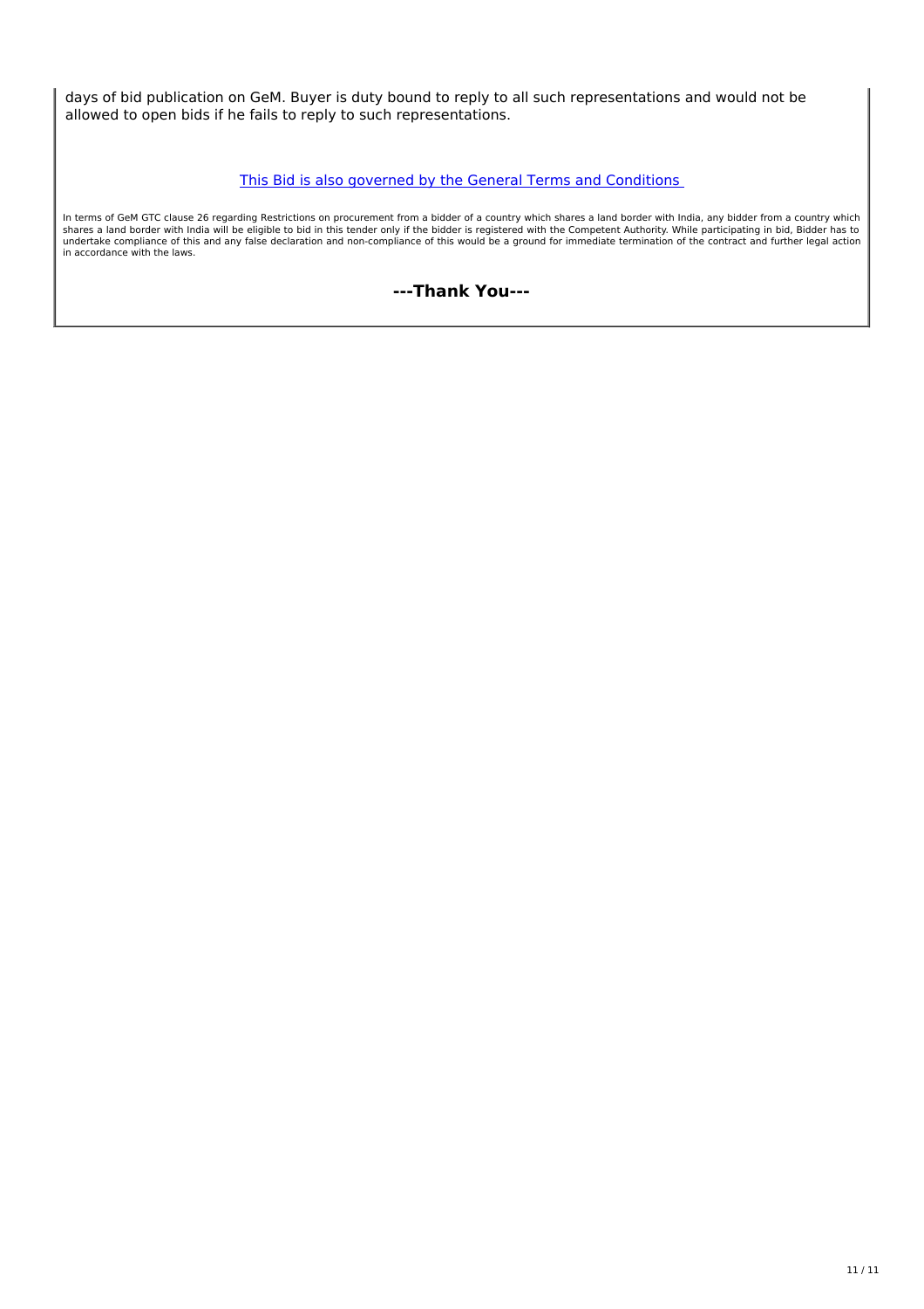days of bid publication on GeM. Buyer is duty bound to reply to all such representations and would not be allowed to open bids if he fails to reply to such representations.

This Bid is also governed by the General Terms and Conditions

In terms of GeM GTC clause 26 regarding Restrictions on procurement from a bidder of a country which shares a land border with India, any bidder from a country which shares a land border with India will be eligible to bid in this tender only if the bidder is registered with the Competent Authority. While participating in bid, Bidder has to undertake compliance of this and any false declaration and non-compliance of this would be a ground for immediate termination of the contract and further legal action in accordance with the laws.

**---Thank You---**